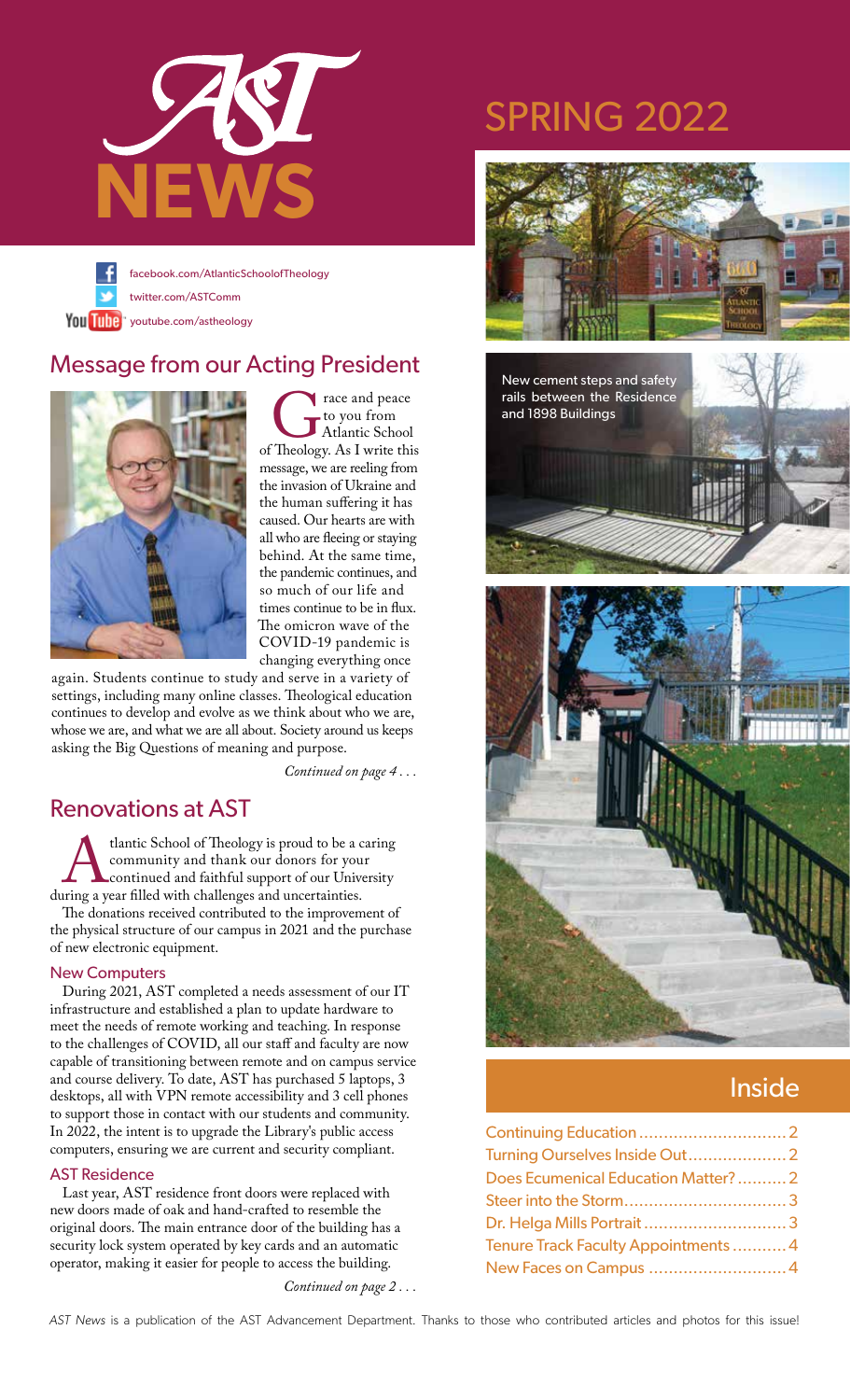# AST NEWS

# SPRING 2022

facebook.com/AtlanticSchoolofTheology
twitter.com/ASTComm
youtube.com/astheology

## Message from our Acting President

Grace and peace to you from Atlantic School of Theology. As I write this message, we are reeling from the invasion of Ukraine and the human suffering it has caused. Our hearts are with all who are fleeing or staying behind. At the same time, the pandemic continues, and so much of our life and times continue to be in flux. The omicron wave of the COVID-19 pandemic is changing everything once again. Students continue to study and serve in a variety of settings, including many online classes. Theological education continues to develop and evolve as we think about who we are, whose we are, and what we are all about. Society around us keeps asking the Big Questions of meaning and purpose.

*Continued on page 4 . . .*

## Renovations at AST

Atlantic School of Theology is proud to be a caring community and thank our donors for your continued and faithful support of our University during a year filled with challenges and uncertainties.

The donations received contributed to the improvement of the physical structure of our campus in 2021 and the purchase of new electronic equipment.

### New Computers

During 2021, AST completed a needs assessment of our IT infrastructure and established a plan to update hardware to meet the needs of remote working and teaching. In response to the challenges of COVID, all our staff and faculty are now capable of transitioning between remote and on campus service and course delivery. To date, AST has purchased 5 laptops, 3 desktops, all with VPN remote accessibility and 3 cell phones to support those in contact with our students and community. In 2022, the intent is to upgrade the Library's public access computers, ensuring we are current and security compliant.

### AST Residence

Last year, AST residence front doors were replaced with new doors made of oak and hand-crafted to resemble the original doors. The main entrance door of the building has a security lock system operated by key cards and an automatic operator, making it easier for people to access the building.

*Continued on page 2 . . .*

New cement steps and safety rails between the Residence and 1898 Buildings

## Inside

- Continuing Education .............................. 2
- Turning Ourselves Inside Out .................... 2
- Does Ecumenical Education Matter? .......... 2
- Steer into the Storm ................................. 3
- Dr. Helga Mills Portrait ............................. 3
- Tenure Track Faculty Appointments ........... 4
- New Faces on Campus ............................ 4

*AST News* is a publication of the AST Advancement Department. Thanks to those who contributed articles and photos for this issue!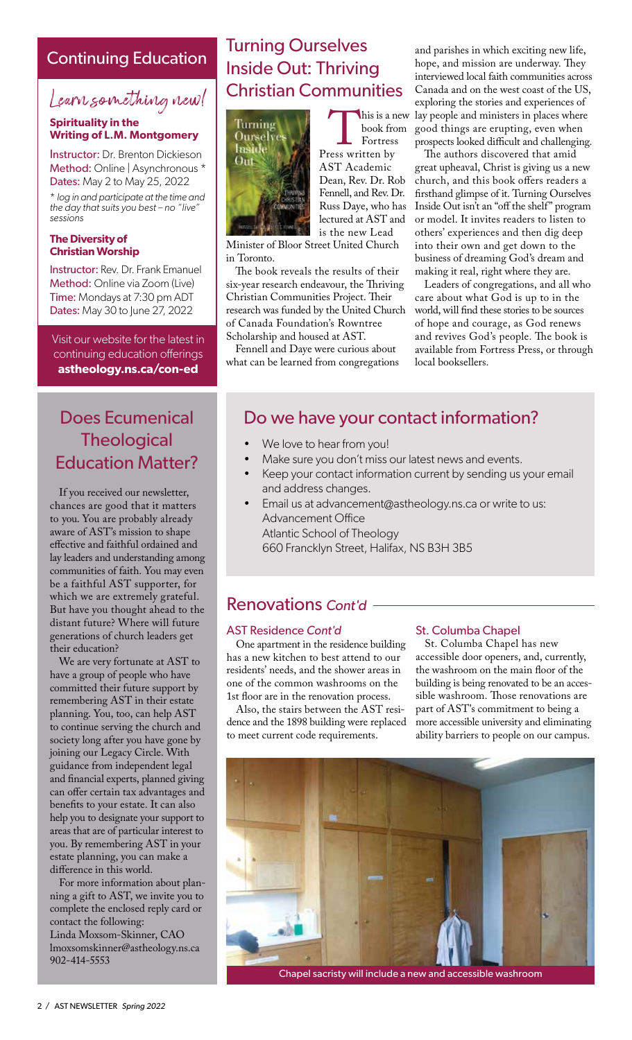## Continuing Education

### Learn something new!

#### Spirituality in the Writing of L.M. Montgomery

Instructor: Dr. Brenton Dickieson
Method: Online | Asynchronous *
Dates: May 2 to May 25, 2022

*\* log in and participate at the time and the day that suits you best – no "live" sessions*

#### The Diversity of Christian Worship

Instructor: Rev. Dr. Frank Emanuel
Method: Online via Zoom (Live)
Time: Mondays at 7:30 pm ADT
Dates: May 30 to June 27, 2022

Visit our website for the latest in continuing education offerings
**astheology.ns.ca/con-ed**

## Turning Ourselves Inside Out: Thriving Christian Communities

This is a new book from Fortress Press written by AST Academic Dean, Rev. Dr. Rob Fennell, and Rev. Dr. Russ Daye, who has lectured at AST and is the new Lead Minister of Bloor Street United Church in Toronto.

The book reveals the results of their six-year research endeavour, the Thriving Christian Communities Project. Their research was funded by the United Church of Canada Foundation's Rowntree Scholarship and housed at AST.

Fennell and Daye were curious about what can be learned from congregations and parishes in which exciting new life, hope, and mission are underway. They interviewed local faith communities across Canada and on the west coast of the US, exploring the stories and experiences of lay people and ministers in places where good things are erupting, even when prospects looked difficult and challenging.

The authors discovered that amid great upheaval, Christ is giving us a new church, and this book offers readers a firsthand glimpse of it. Turning Ourselves Inside Out isn't an "off the shelf" program or model. It invites readers to listen to others' experiences and then dig deep into their own and get down to the business of dreaming God's dream and making it real, right where they are.

Leaders of congregations, and all who care about what God is up to in the world, will find these stories to be sources of hope and courage, as God renews and revives God's people. The book is available from Fortress Press, or through local booksellers.

## Does Ecumenical Theological Education Matter?

If you received our newsletter, chances are good that it matters to you. You are probably already aware of AST's mission to shape effective and faithful ordained and lay leaders and understanding among communities of faith. You may even be a faithful AST supporter, for which we are extremely grateful. But have you thought ahead to the distant future? Where will future generations of church leaders get their education?

We are very fortunate at AST to have a group of people who have committed their future support by remembering AST in their estate planning. You, too, can help AST to continue serving the church and society long after you have gone by joining our Legacy Circle. With guidance from independent legal and financial experts, planned giving can offer certain tax advantages and benefits to your estate. It can also help you to designate your support to areas that are of particular interest to you. By remembering AST in your estate planning, you can make a difference in this world.

For more information about planning a gift to AST, we invite you to complete the enclosed reply card or contact the following:
Linda Moxsom-Skinner, CAO
lmoxsomskinner@astheology.ns.ca
902-414-5553

## Do we have your contact information?

- We love to hear from you!
- Make sure you don't miss our latest news and events.
- Keep your contact information current by sending us your email and address changes.
- Email us at advancement@astheology.ns.ca or write to us:
  Advancement Office
  Atlantic School of Theology
  660 Francklyn Street, Halifax, NS B3H 3B5

## Renovations *Cont'd*

### AST Residence *Cont'd*

One apartment in the residence building has a new kitchen to best attend to our residents' needs, and the shower areas in one of the common washrooms on the 1st floor are in the renovation process.

Also, the stairs between the AST residence and the 1898 building were replaced to meet current code requirements.

### St. Columba Chapel

St. Columba Chapel has new accessible door openers, and, currently, the washroom on the main floor of the building is being renovated to be an accessible washroom. Those renovations are part of AST's commitment to being a more accessible university and eliminating ability barriers to people on our campus.

Chapel sacristy will include a new and accessible washroom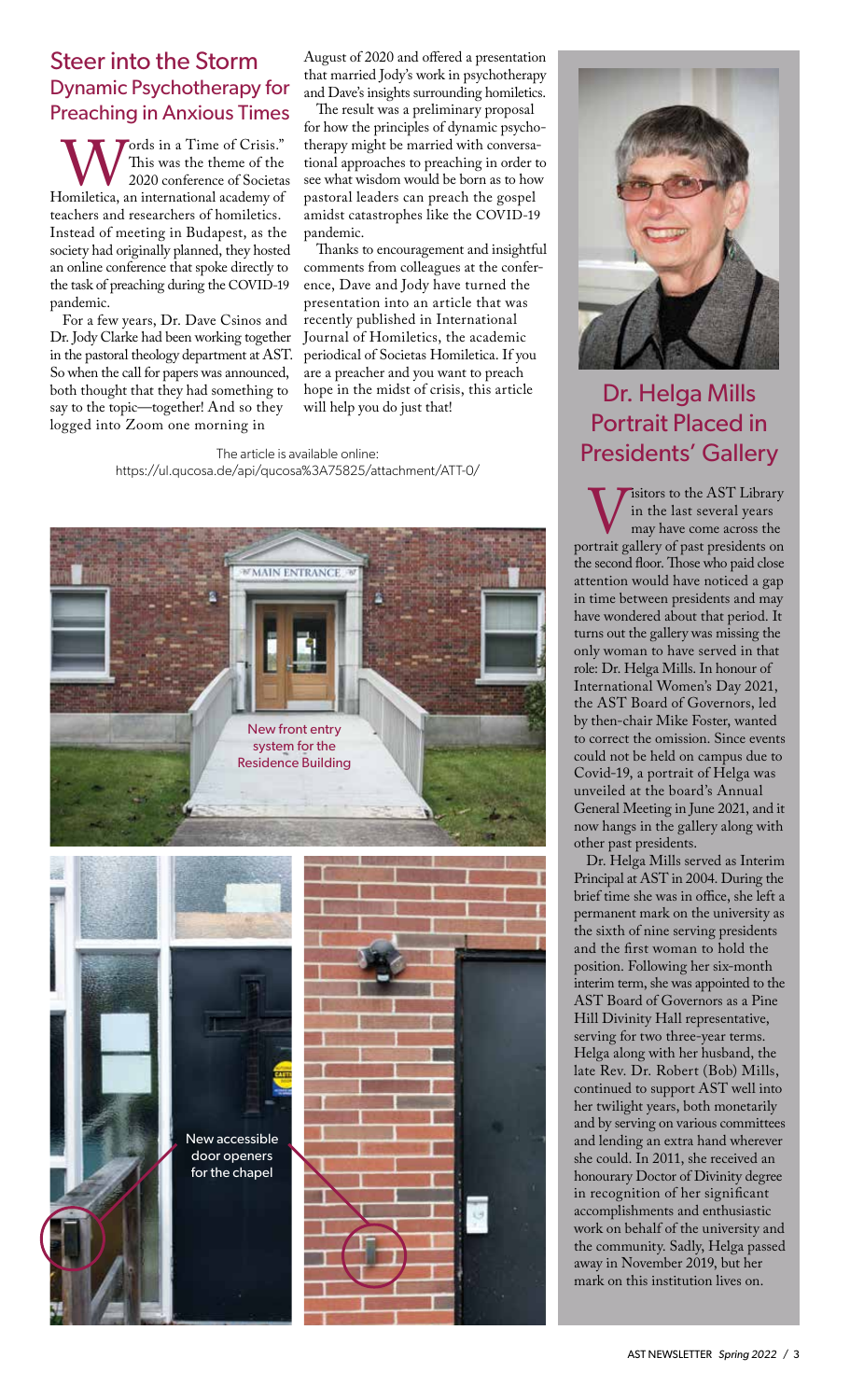## Steer into the Storm
### Dynamic Psychotherapy for Preaching in Anxious Times

"Words in a Time of Crisis." This was the theme of the 2020 conference of Societas Homiletica, an international academy of teachers and researchers of homiletics. Instead of meeting in Budapest, as the society had originally planned, they hosted an online conference that spoke directly to the task of preaching during the COVID-19 pandemic.

For a few years, Dr. Dave Csinos and Dr. Jody Clarke had been working together in the pastoral theology department at AST. So when the call for papers was announced, both thought that they had something to say to the topic—together! And so they logged into Zoom one morning in August of 2020 and offered a presentation that married Jody's work in psychotherapy and Dave's insights surrounding homiletics.

The result was a preliminary proposal for how the principles of dynamic psychotherapy might be married with conversational approaches to preaching in order to see what wisdom would be born as to how pastoral leaders can preach the gospel amidst catastrophes like the COVID-19 pandemic.

Thanks to encouragement and insightful comments from colleagues at the conference, Dave and Jody have turned the presentation into an article that was recently published in International Journal of Homiletics, the academic periodical of Societas Homiletica. If you are a preacher and you want to preach hope in the midst of crisis, this article will help you do just that!

The article is available online:
https://ul.qucosa.de/api/qucosa%3A75825/attachment/ATT-0/

New front entry system for the Residence Building

New accessible door openers for the chapel

## Dr. Helga Mills Portrait Placed in Presidents' Gallery

Visitors to the AST Library in the last several years may have come across the portrait gallery of past presidents on the second floor. Those who paid close attention would have noticed a gap in time between presidents and may have wondered about that period. It turns out the gallery was missing the only woman to have served in that role: Dr. Helga Mills. In honour of International Women's Day 2021, the AST Board of Governors, led by then-chair Mike Foster, wanted to correct the omission. Since events could not be held on campus due to Covid-19, a portrait of Helga was unveiled at the board's Annual General Meeting in June 2021, and it now hangs in the gallery along with other past presidents.

Dr. Helga Mills served as Interim Principal at AST in 2004. During the brief time she was in office, she left a permanent mark on the university as the sixth of nine serving presidents and the first woman to hold the position. Following her six-month interim term, she was appointed to the AST Board of Governors as a Pine Hill Divinity Hall representative, serving for two three-year terms. Helga along with her husband, the late Rev. Dr. Robert (Bob) Mills, continued to support AST well into her twilight years, both monetarily and by serving on various committees and lending an extra hand wherever she could. In 2011, she received an honourary Doctor of Divinity degree in recognition of her significant accomplishments and enthusiastic work on behalf of the university and the community. Sadly, Helga passed away in November 2019, but her mark on this institution lives on.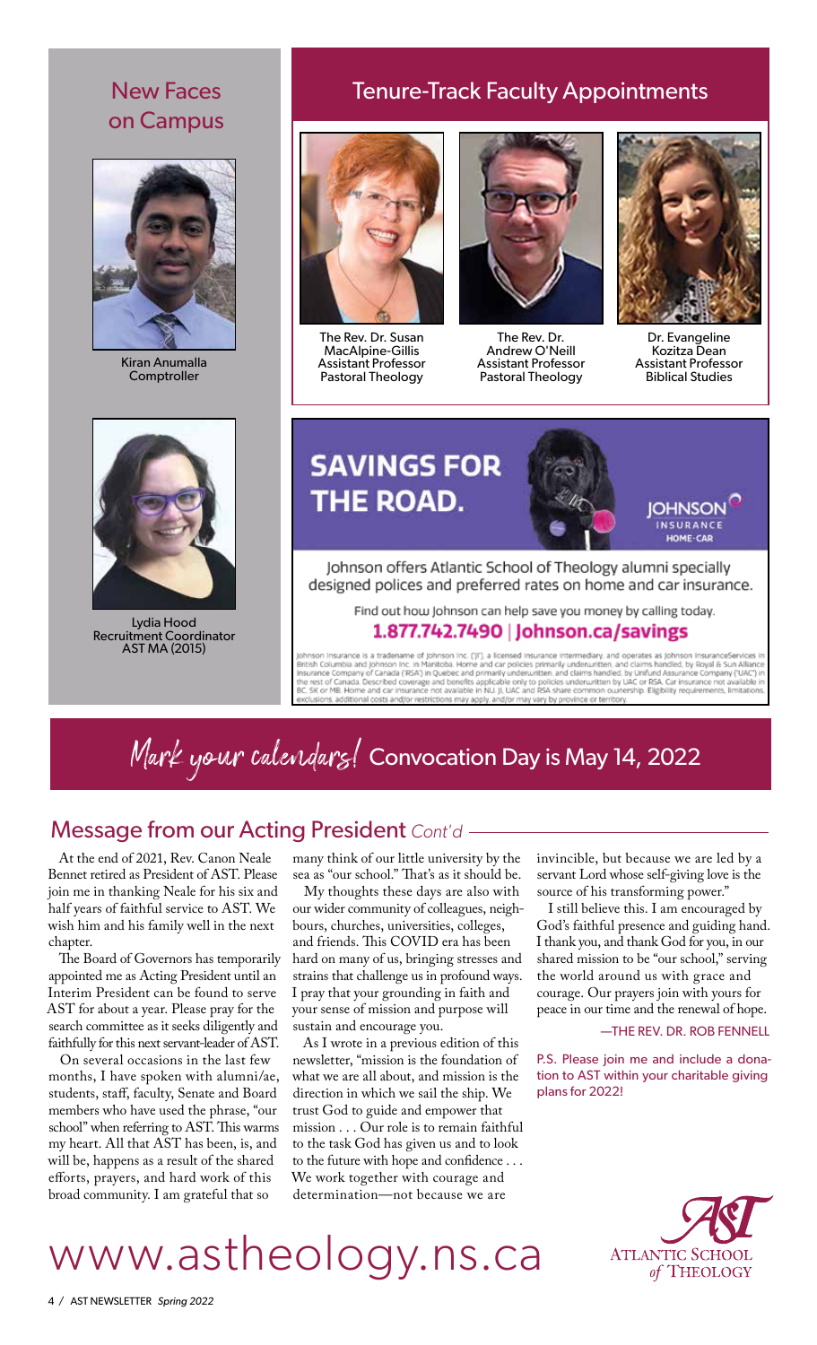## New Faces on Campus

Kiran Anumalla
Comptroller

Lydia Hood
Recruitment Coordinator
AST MA (2015)

## Tenure-Track Faculty Appointments

The Rev. Dr. Susan MacAlpine-Gillis
Assistant Professor
Pastoral Theology

The Rev. Dr. Andrew O'Neill
Assistant Professor
Pastoral Theology

Dr. Evangeline Kozitza Dean
Assistant Professor
Biblical Studies

**SAVINGS FOR THE ROAD.**

JOHNSON INSURANCE HOME·CAR

Johnson offers Atlantic School of Theology alumni specially designed polices and preferred rates on home and car insurance.

Find out how Johnson can help save you money by calling today.

**1.877.742.7490 | Johnson.ca/savings**

Johnson Insurance is a tradename of Johnson Inc. ("JI"), a licensed insurance intermediary, and operates as Johnson InsuranceServices in British Columbia and Johnson Inc. in Manitoba. Home and car policies primarily underwritten, and claims handled, by Royal & Sun Alliance Insurance Company of Canada ("RSA") in Quebec and primarily underwritten, and claims handled, by Unifund Assurance Company ("UAC") in the rest of Canada. Described coverage and benefits applicable only to policies underwritten by UAC or RSA. Car insurance not available in BC, SK or MB. Home and car insurance not available in NU. JI, UAC and RSA share common ownership. Eligibility requirements, limitations, exclusions, additional costs and/or restrictions may apply, and/or may vary by province or territory.

## *Mark your calendars!* Convocation Day is May 14, 2022

## Message from our Acting President *Cont'd*

At the end of 2021, Rev. Canon Neale Bennet retired as President of AST. Please join me in thanking Neale for his six and half years of faithful service to AST. We wish him and his family well in the next chapter.

The Board of Governors has temporarily appointed me as Acting President until an Interim President can be found to serve AST for about a year. Please pray for the search committee as it seeks diligently and faithfully for this next servant-leader of AST.

On several occasions in the last few months, I have spoken with alumni/ae, students, staff, faculty, Senate and Board members who have used the phrase, "our school" when referring to AST. This warms my heart. All that AST has been, is, and will be, happens as a result of the shared efforts, prayers, and hard work of this broad community. I am grateful that so many think of our little university by the sea as "our school." That's as it should be.

My thoughts these days are also with our wider community of colleagues, neighbours, churches, universities, colleges, and friends. This COVID era has been hard on many of us, bringing stresses and strains that challenge us in profound ways. I pray that your grounding in faith and your sense of mission and purpose will sustain and encourage you.

As I wrote in a previous edition of this newsletter, "mission is the foundation of what we are all about, and mission is the direction in which we sail the ship. We trust God to guide and empower that mission . . . Our role is to remain faithful to the task God has given us and to look to the future with hope and confidence . . . We work together with courage and determination—not because we are invincible, but because we are led by a servant Lord whose self-giving love is the source of his transforming power."

I still believe this. I am encouraged by God's faithful presence and guiding hand. I thank you, and thank God for you, in our shared mission to be "our school," serving the world around us with grace and courage. Our prayers join with yours for peace in our time and the renewal of hope.

—THE REV. DR. ROB FENNELL

P.S. Please join me and include a donation to AST within your charitable giving plans for 2022!

www.astheology.ns.ca

ATLANTIC SCHOOL of THEOLOGY